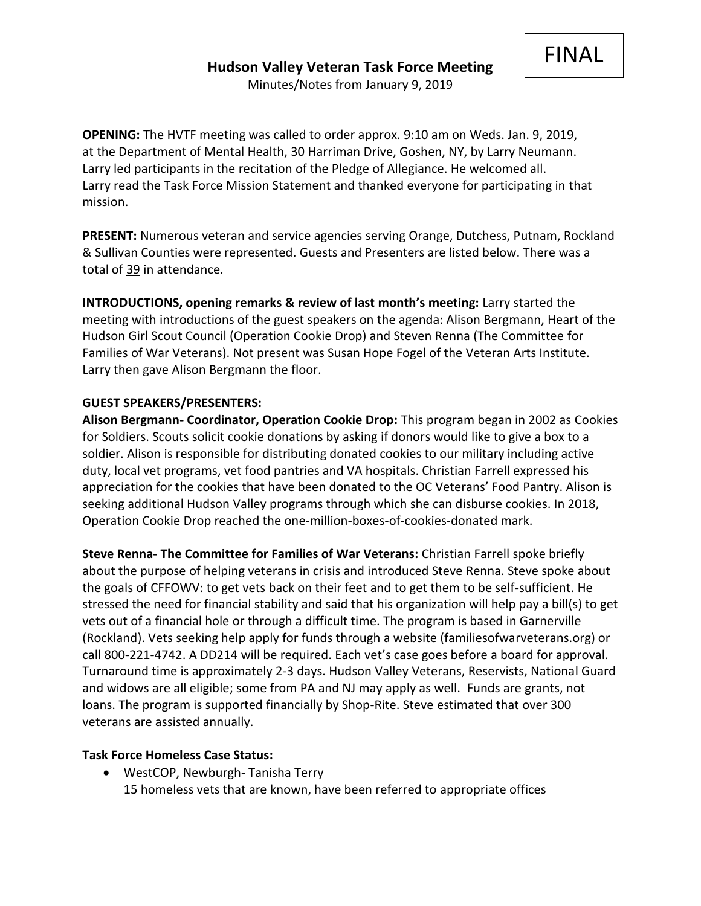FINAL

# Hudson Valley Veteran Task Force Meeting

Minutes/Notes from January 9, 2019

**OPENING:** The HVTF meeting was called to order approx. 9:10 am on Weds. Jan. 9, 2019, at the Department of Mental Health, 30 Harriman Drive, Goshen, NY, by Larry Neumann. Larry led participants in the recitation of the Pledge of Allegiance. He welcomed all. Larry read the Task Force Mission Statement and thanked everyone for participating in that mission.

**PRESENT:** Numerous veteran and service agencies serving Orange, Dutchess, Putnam, Rockland & Sullivan Counties were represented. Guests and Presenters are listed below. There was a total of 39 in attendance.

**INTRODUCTIONS, opening remarks & review of last month's meeting:** Larry started the meeting with introductions of the guest speakers on the agenda: Alison Bergmann, Heart of the Hudson Girl Scout Council (Operation Cookie Drop) and Steven Renna (The Committee for Families of War Veterans). Not present was Susan Hope Fogel of the Veteran Arts Institute. Larry then gave Alison Bergmann the floor.

**GUEST SPEAKERS/PRESENTERS:**

**Alison Bergmann- Coordinator, Operation Cookie Drop:** This program began in 2002 as Cookies for Soldiers. Scouts solicit cookie donations by asking if donors would like to give a box to a soldier. Alison is responsible for distributing donated cookies to our military including active duty, local vet programs, vet food pantries and VA hospitals. Christian Farrell expressed his appreciation for the cookies that have been donated to the OC Veterans' Food Pantry. Alison is seeking additional Hudson Valley programs through which she can disburse cookies. In 2018, Operation Cookie Drop reached the one-million-boxes-of-cookies-donated mark.

**Steve Renna- The Committee for Families of War Veterans:** Christian Farrell spoke briefly about the purpose of helping veterans in crisis and introduced Steve Renna. Steve spoke about the goals of CFFOWV: to get vets back on their feet and to get them to be self-sufficient. He stressed the need for financial stability and said that his organization will help pay a bill(s) to get vets out of a financial hole or through a difficult time. The program is based in Garnerville (Rockland). Vets seeking help apply for funds through a website (familiesofwarveterans.org) or call 800-221-4742. A DD214 will be required. Each vet's case goes before a board for approval. Turnaround time is approximately 2-3 days. Hudson Valley Veterans, Reservists, National Guard and widows are all eligible; some from PA and NJ may apply as well. Funds are grants, not loans. The program is supported financially by Shop-Rite. Steve estimated that over 300 veterans are assisted annually.

**Task Force Homeless Case Status:**

- WestCOP, Newburgh- Tanisha Terry
  15 homeless vets that are known, have been referred to appropriate offices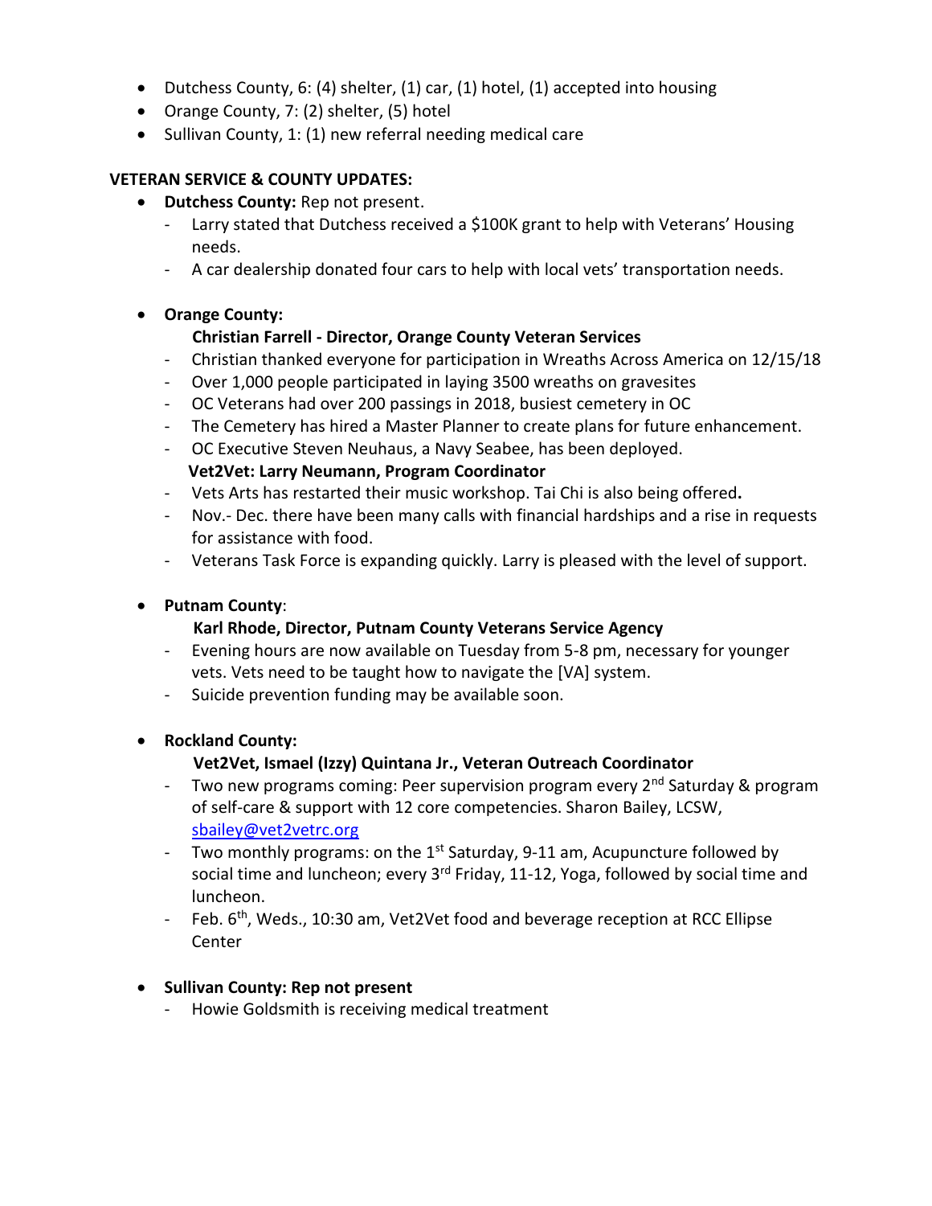- Dutchess County, 6: (4) shelter, (1) car, (1) hotel, (1) accepted into housing
- Orange County, 7: (2) shelter, (5) hotel
- Sullivan County, 1: (1) new referral needing medical care

**VETERAN SERVICE & COUNTY UPDATES:**

- **Dutchess County:** Rep not present.
  - Larry stated that Dutchess received a $100K grant to help with Veterans' Housing needs.
  - A car dealership donated four cars to help with local vets' transportation needs.

- **Orange County:**

  **Christian Farrell - Director, Orange County Veteran Services**
  - Christian thanked everyone for participation in Wreaths Across America on 12/15/18
  - Over 1,000 people participated in laying 3500 wreaths on gravesites
  - OC Veterans had over 200 passings in 2018, busiest cemetery in OC
  - The Cemetery has hired a Master Planner to create plans for future enhancement.
  - OC Executive Steven Neuhaus, a Navy Seabee, has been deployed.

  **Vet2Vet: Larry Neumann, Program Coordinator**
  - Vets Arts has restarted their music workshop. Tai Chi is also being offered**.**
  - Nov.- Dec. there have been many calls with financial hardships and a rise in requests for assistance with food.
  - Veterans Task Force is expanding quickly. Larry is pleased with the level of support.

- **Putnam County**:

  **Karl Rhode, Director, Putnam County Veterans Service Agency**
  - Evening hours are now available on Tuesday from 5-8 pm, necessary for younger vets. Vets need to be taught how to navigate the [VA] system.
  - Suicide prevention funding may be available soon.

- **Rockland County:**

  **Vet2Vet, Ismael (Izzy) Quintana Jr., Veteran Outreach Coordinator**
  - Two new programs coming: Peer supervision program every 2nd Saturday & program of self-care & support with 12 core competencies. Sharon Bailey, LCSW, sbailey@vet2vetrc.org
  - Two monthly programs: on the 1st Saturday, 9-11 am, Acupuncture followed by social time and luncheon; every 3rd Friday, 11-12, Yoga, followed by social time and luncheon.
  - Feb. 6th, Weds., 10:30 am, Vet2Vet food and beverage reception at RCC Ellipse Center

- **Sullivan County: Rep not present**
  - Howie Goldsmith is receiving medical treatment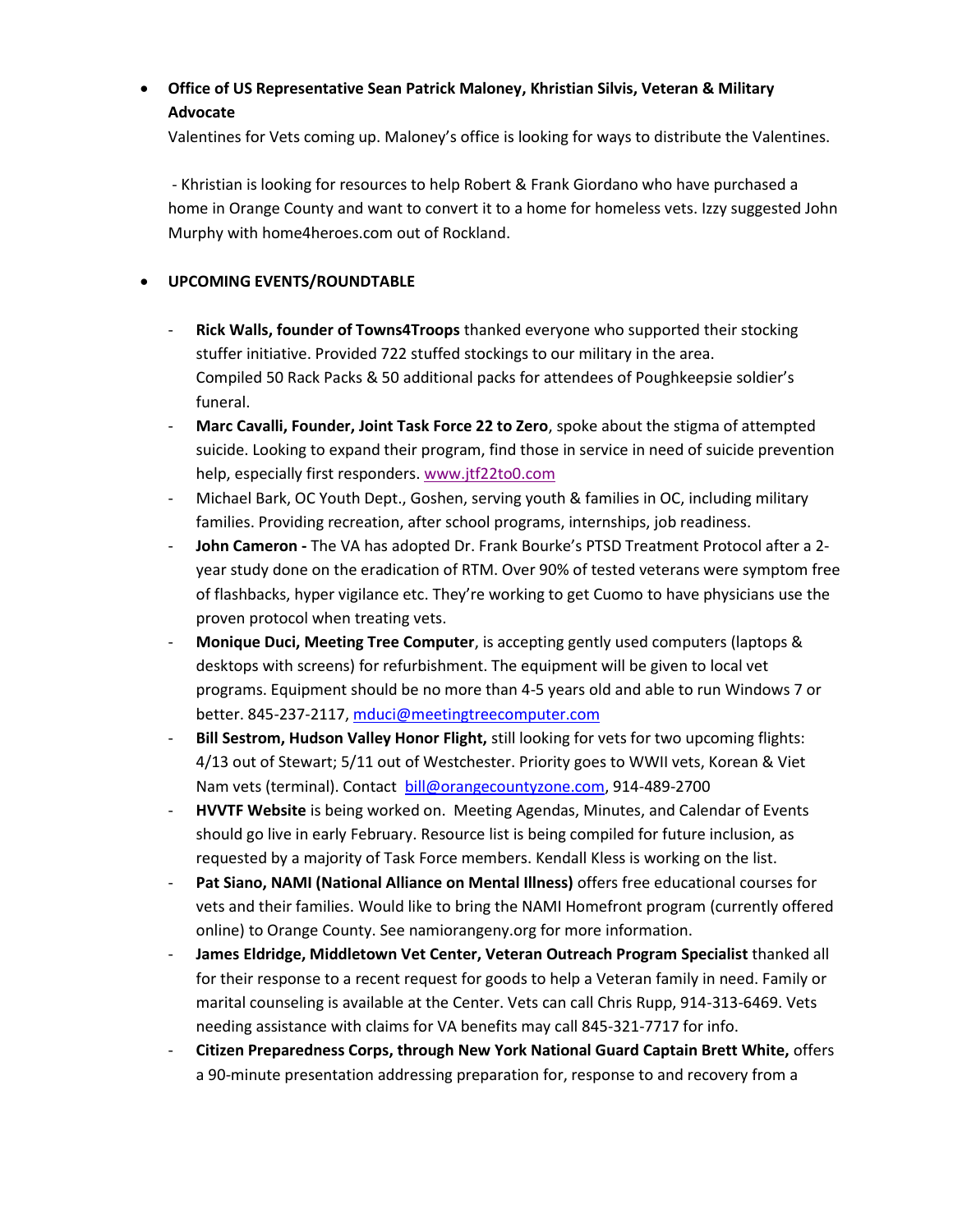- **Office of US Representative Sean Patrick Maloney, Khristian Silvis, Veteran & Military Advocate**

  Valentines for Vets coming up. Maloney's office is looking for ways to distribute the Valentines.

  - Khristian is looking for resources to help Robert & Frank Giordano who have purchased a home in Orange County and want to convert it to a home for homeless vets. Izzy suggested John Murphy with home4heroes.com out of Rockland.

- **UPCOMING EVENTS/ROUNDTABLE**

  - **Rick Walls, founder of Towns4Troops** thanked everyone who supported their stocking stuffer initiative. Provided 722 stuffed stockings to our military in the area. Compiled 50 Rack Packs & 50 additional packs for attendees of Poughkeepsie soldier's funeral.
  - **Marc Cavalli, Founder, Joint Task Force 22 to Zero**, spoke about the stigma of attempted suicide. Looking to expand their program, find those in service in need of suicide prevention help, especially first responders. www.jtf22to0.com
  - Michael Bark, OC Youth Dept., Goshen, serving youth & families in OC, including military families. Providing recreation, after school programs, internships, job readiness.
  - **John Cameron -** The VA has adopted Dr. Frank Bourke's PTSD Treatment Protocol after a 2-year study done on the eradication of RTM. Over 90% of tested veterans were symptom free of flashbacks, hyper vigilance etc. They're working to get Cuomo to have physicians use the proven protocol when treating vets.
  - **Monique Duci, Meeting Tree Computer**, is accepting gently used computers (laptops & desktops with screens) for refurbishment. The equipment will be given to local vet programs. Equipment should be no more than 4-5 years old and able to run Windows 7 or better. 845-237-2117, mduci@meetingtreecomputer.com
  - **Bill Sestrom, Hudson Valley Honor Flight,** still looking for vets for two upcoming flights: 4/13 out of Stewart; 5/11 out of Westchester. Priority goes to WWII vets, Korean & Viet Nam vets (terminal). Contact bill@orangecountyzone.com, 914-489-2700
  - **HVVTF Website** is being worked on. Meeting Agendas, Minutes, and Calendar of Events should go live in early February. Resource list is being compiled for future inclusion, as requested by a majority of Task Force members. Kendall Kless is working on the list.
  - **Pat Siano, NAMI (National Alliance on Mental Illness)** offers free educational courses for vets and their families. Would like to bring the NAMI Homefront program (currently offered online) to Orange County. See namiorangeny.org for more information.
  - **James Eldridge, Middletown Vet Center, Veteran Outreach Program Specialist** thanked all for their response to a recent request for goods to help a Veteran family in need. Family or marital counseling is available at the Center. Vets can call Chris Rupp, 914-313-6469. Vets needing assistance with claims for VA benefits may call 845-321-7717 for info.
  - **Citizen Preparedness Corps, through New York National Guard Captain Brett White,** offers a 90-minute presentation addressing preparation for, response to and recovery from a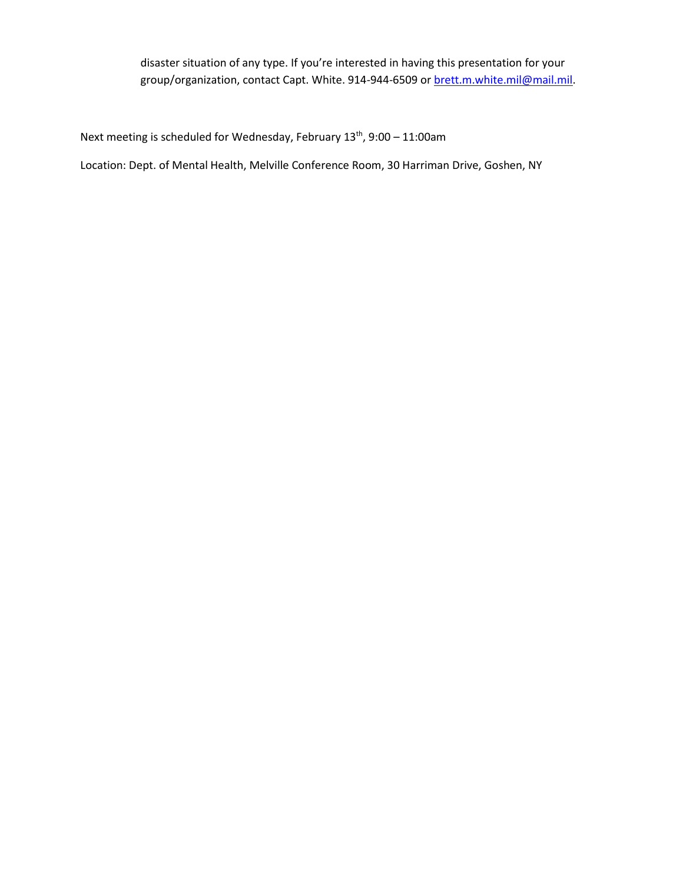disaster situation of any type. If you're interested in having this presentation for your group/organization, contact Capt. White. 914-944-6509 or brett.m.white.mil@mail.mil.

Next meeting is scheduled for Wednesday, February 13th, 9:00 – 11:00am

Location: Dept. of Mental Health, Melville Conference Room, 30 Harriman Drive, Goshen, NY